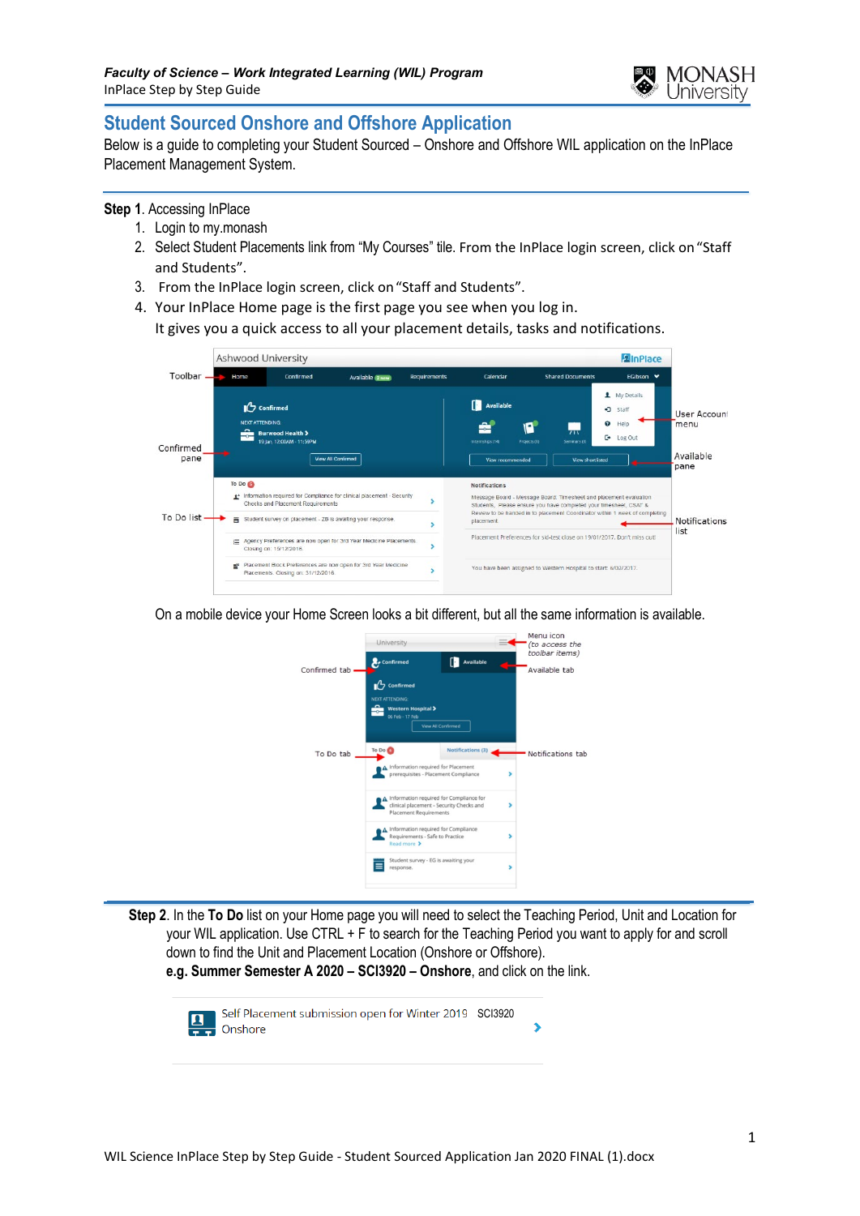## Student Sourced Onshore and Offshore Application

Below is a guide to completing your Student Sourced – Onshore and Offshore WIL application on the InPlace Placement Management System.

**Step 1**. Accessing InPlace

1. Login to my.monash
2. Select Student Placements link from "My Courses" tile. From the InPlace login screen, click on "Staff and Students".
3. From the InPlace login screen, click on "Staff and Students".
4. Your InPlace Home page is the first page you see when you log in. It gives you a quick access to all your placement details, tasks and notifications.

On a mobile device your Home Screen looks a bit different, but all the same information is available.

**Step 2**. In the **To Do** list on your Home page you will need to select the Teaching Period, Unit and Location for your WIL application. Use CTRL + F to search for the Teaching Period you want to apply for and scroll down to find the Unit and Placement Location (Onshore or Offshore).
**e.g. Summer Semester A 2020 – SCI3920 – Onshore**, and click on the link.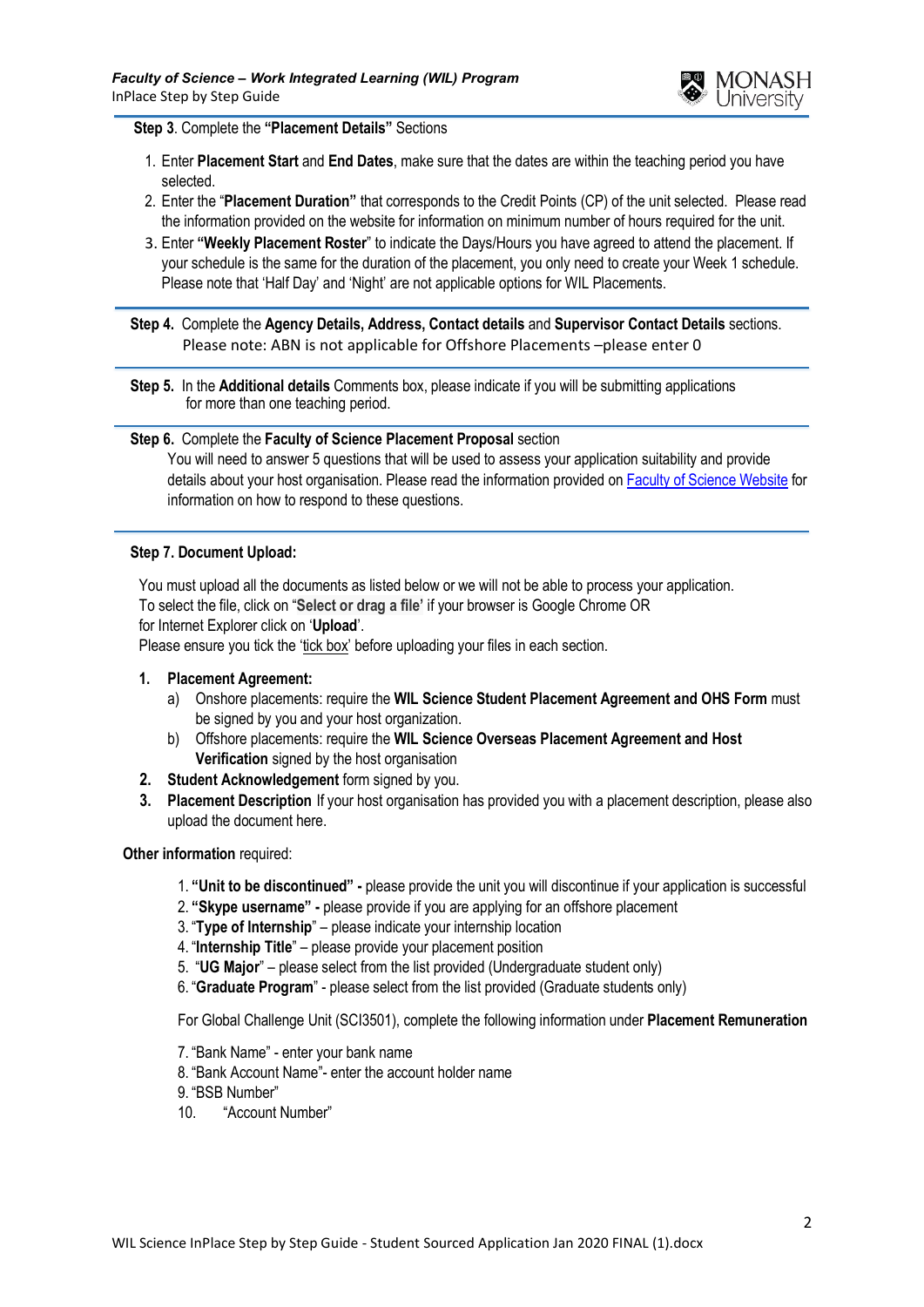**Step 3**. Complete the **"Placement Details"** Sections

1. Enter **Placement Start** and **End Dates**, make sure that the dates are within the teaching period you have selected.
2. Enter the "**Placement Duration"** that corresponds to the Credit Points (CP) of the unit selected. Please read the information provided on the website for information on minimum number of hours required for the unit.
3. Enter **"Weekly Placement Roster**" to indicate the Days/Hours you have agreed to attend the placement. If your schedule is the same for the duration of the placement, you only need to create your Week 1 schedule. Please note that 'Half Day' and 'Night' are not applicable options for WIL Placements.

**Step 4.** Complete the **Agency Details, Address, Contact details** and **Supervisor Contact Details** sections. Please note: ABN is not applicable for Offshore Placements –please enter 0

**Step 5.** In the **Additional details** Comments box, please indicate if you will be submitting applications for more than one teaching period.

**Step 6.** Complete the **Faculty of Science Placement Proposal** section
You will need to answer 5 questions that will be used to assess your application suitability and provide details about your host organisation. Please read the information provided on Faculty of Science Website for information on how to respond to these questions.

**Step 7. Document Upload:**

You must upload all the documents as listed below or we will not be able to process your application.
To select the file, click on "**Select or drag a file**' if your browser is Google Chrome OR for Internet Explorer click on '**Upload**'.
Please ensure you tick the 'tick box' before uploading your files in each section.

1. **Placement Agreement:**
   a) Onshore placements: require the **WIL Science Student Placement Agreement and OHS Form** must be signed by you and your host organization.
   b) Offshore placements: require the **WIL Science Overseas Placement Agreement and Host Verification** signed by the host organisation
2. **Student Acknowledgement** form signed by you.
3. **Placement Description** If your host organisation has provided you with a placement description, please also upload the document here.

**Other information** required:

1. **"Unit to be discontinued" -** please provide the unit you will discontinue if your application is successful
2. **"Skype username" -** please provide if you are applying for an offshore placement
3. "**Type of Internship**" – please indicate your internship location
4. "**Internship Title**" – please provide your placement position
5. "**UG Major**" – please select from the list provided (Undergraduate student only)
6. "**Graduate Program**" - please select from the list provided (Graduate students only)

For Global Challenge Unit (SCI3501), complete the following information under **Placement Remuneration**

7. "Bank Name" - enter your bank name
8. "Bank Account Name"- enter the account holder name
9. "BSB Number"
10. "Account Number"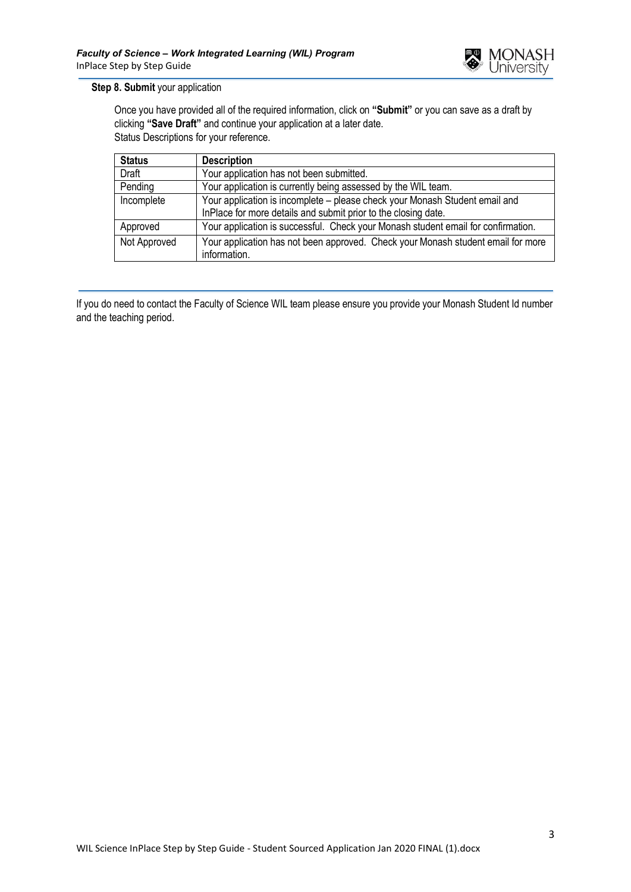**Step 8. Submit** your application

Once you have provided all of the required information, click on **"Submit"** or you can save as a draft by clicking **"Save Draft"** and continue your application at a later date.
Status Descriptions for your reference.

| Status | Description |
|---|---|
| Draft | Your application has not been submitted. |
| Pending | Your application is currently being assessed by the WIL team. |
| Incomplete | Your application is incomplete – please check your Monash Student email and InPlace for more details and submit prior to the closing date. |
| Approved | Your application is successful. Check your Monash student email for confirmation. |
| Not Approved | Your application has not been approved. Check your Monash student email for more information. |

---

If you do need to contact the Faculty of Science WIL team please ensure you provide your Monash Student Id number and the teaching period.